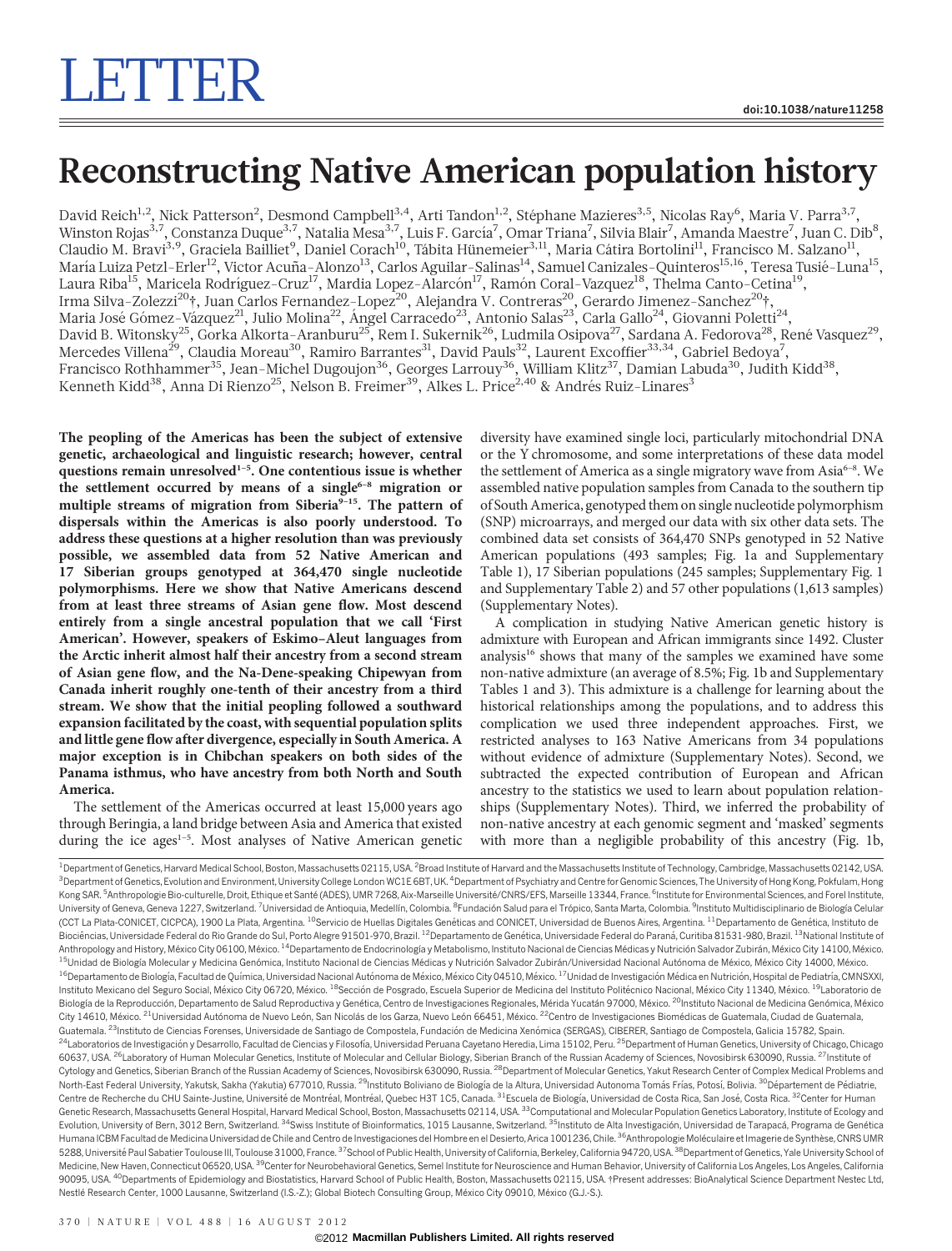# LETTER

doi:10.1038/nature11258

# Reconstructing Native American population history

David Reich[1,2], Nick Patterson[2], Desmond Campbell[3,4], Arti Tandon[1,2], Stéphane Mazieres[3,5], Nicolas Ray[6], Maria V. Parra[3,7], Winston Rojas[3,7], Constanza Duque[3,7], Natalia Mesa[3,7], Luis F. García[7], Omar Triana[7], Silvia Blair[7], Amanda Maestre[7], Juan C. Dib[8], Claudio M. Bravi[3,9], Graciela Bailliet[9], Daniel Corach[10], Tábita Hünemeier[3,11], Maria Cátira Bortolini[11], Francisco M. Salzano[11], María Luiza Petzl-Erler[12], Victor Acuña-Alonzo[13], Carlos Aguilar-Salinas[14], Samuel Canizales-Quinteros[15,16], Teresa Tusié-Luna[15], Laura Riba[15], Maricela Rodríguez-Cruz[17], Mardia Lopez-Alarcón[17], Ramón Coral-Vazquez[18], Thelma Canto-Cetina[19], Irma Silva-Zolezzi[20]†, Juan Carlos Fernandez-Lopez[20], Alejandra V. Contreras[20], Gerardo Jimenez-Sanchez[20]†, Maria José Gómez-Vázquez[21], Julio Molina[22], Ángel Carracedo[23], Antonio Salas[23], Carla Gallo[24], Giovanni Poletti[24], David B. Witonsky[25], Gorka Alkorta-Aranburu[25], Rem I. Sukernik[26], Ludmila Osipova[27], Sardana A. Fedorova[28], René Vasquez[29], Mercedes Villena[29], Claudia Moreau[30], Ramiro Barrantes[31], David Pauls[32], Laurent Excoffier[33,34], Gabriel Bedoya[7], Francisco Rothhammer[35], Jean-Michel Dugoujon[36], Georges Larrouy[36], William Klitz[37], Damian Labuda[30], Judith Kidd[38], Kenneth Kidd[38], Anna Di Rienzo[25], Nelson B. Freimer[39], Alkes L. Price[2,40] & Andrés Ruiz-Linares[3]

**The peopling of the Americas has been the subject of extensive genetic, archaeological and linguistic research; however, central questions remain unresolved[1–5]. One contentious issue is whether the settlement occurred by means of a single[6–8] migration or multiple streams of migration from Siberia[9–15]. The pattern of dispersals within the Americas is also poorly understood. To address these questions at a higher resolution than was previously possible, we assembled data from 52 Native American and 17 Siberian groups genotyped at 364,470 single nucleotide polymorphisms. Here we show that Native Americans descend from at least three streams of Asian gene flow. Most descend entirely from a single ancestral population that we call 'First American'. However, speakers of Eskimo–Aleut languages from the Arctic inherit almost half their ancestry from a second stream of Asian gene flow, and the Na-Dene-speaking Chipewyan from Canada inherit roughly one-tenth of their ancestry from a third stream. We show that the initial peopling followed a southward expansion facilitated by the coast, with sequential population splits and little gene flow after divergence, especially in South America. A major exception is in Chibchan speakers on both sides of the Panama isthmus, who have ancestry from both North and South America.**

The settlement of the Americas occurred at least 15,000 years ago through Beringia, a land bridge between Asia and America that existed during the ice ages[1–5]. Most analyses of Native American genetic diversity have examined single loci, particularly mitochondrial DNA or the Y chromosome, and some interpretations of these data model the settlement of America as a single migratory wave from Asia[6–8]. We assembled native population samples from Canada to the southern tip of South America, genotyped them on single nucleotide polymorphism (SNP) microarrays, and merged our data with six other data sets. The combined data set consists of 364,470 SNPs genotyped in 52 Native American populations (493 samples; Fig. 1a and Supplementary Table 1), 17 Siberian populations (245 samples; Supplementary Fig. 1 and Supplementary Table 2) and 57 other populations (1,613 samples) (Supplementary Notes).

A complication in studying Native American genetic history is admixture with European and African immigrants since 1492. Cluster analysis[16] shows that many of the samples we examined have some non-native admixture (an average of 8.5%; Fig. 1b and Supplementary Tables 1 and 3). This admixture is a challenge for learning about the historical relationships among the populations, and to address this complication we used three independent approaches. First, we restricted analyses to 163 Native Americans from 34 populations without evidence of admixture (Supplementary Notes). Second, we subtracted the expected contribution of European and African ancestry to the statistics we used to learn about population relationships (Supplementary Notes). Third, we inferred the probability of non-native ancestry at each genomic segment and 'masked' segments with more than a negligible probability of this ancestry (Fig. 1b,

[1]Department of Genetics, Harvard Medical School, Boston, Massachusetts 02115, USA. [2]Broad Institute of Harvard and the Massachusetts Institute of Technology, Cambridge, Massachusetts 02142, USA. [3]Department of Genetics, Evolution and Environment, University College London WC1E 6BT, UK. [4]Department of Psychiatry and Centre for Genomic Sciences, The University of Hong Kong, Pokfulam, Hong Kong SAR. [5]Anthropologie Bio-culturelle, Droit, Ethique et Santé (ADES), UMR 7268, Aix-Marseille Université/CNRS/EFS, Marseille 13344, France. [6]Institute for Environmental Sciences, and Forel Institute, University of Geneva, Geneva 1227, Switzerland. [7]Universidad de Antioquia, Medellín, Colombia. [8]Fundación Salud para el Trópico, Santa Marta, Colombia. [9]Instituto Multidisciplinario de Biología Celular (CCT La Plata-CONICET, CICPCA), 1900 La Plata, Argentina. [10]Servicio de Huellas Digitales Genéticas and CONICET, Universidad de Buenos Aires, Argentina. [11]Departamento de Genética, Instituto de Biociências, Universidade Federal do Rio Grande do Sul, Porto Alegre 91501-970, Brazil. [12]Departamento de Genética, Universidade Federal do Paraná, Curitiba 81531-980, Brazil. [13]National Institute of Anthropology and History, México City 06100, México. [14]Departamento de Endocrinología y Metabolismo, Instituto Nacional de Ciencias Médicas y Nutrición Salvador Zubirán, México City 14100, México. [15]Unidad de Biología Molecular y Medicina Genómica, Instituto Nacional de Ciencias Médicas y Nutrición Salvador Zubirán/Universidad Nacional Autónoma de México, México City 14000, México. [16]Departamento de Biología, Facultad de Química, Universidad Nacional Autónoma de México, México City 04510, México. [17]Unidad de Investigación Médica en Nutrición, Hospital de Pediatría, CMNSXXI, Instituto Mexicano del Seguro Social, México City 06720, México. [18]Sección de Posgrado, Escuela Superior de Medicina del Instituto Politécnico Nacional, México City 11340, México. [19]Laboratorio de Biología de la Reproducción, Departamento de Salud Reproductiva y Genética, Centro de Investigaciones Regionales, Mérida Yucatán 97000, México. [20]Instituto Nacional de Medicina Genómica, México City 14610, México. [21]Universidad Autónoma de Nuevo León, San Nicolás de los Garza, Nuevo León 66451, México. [22]Centro de Investigaciones Biomédicas de Guatemala, Ciudad de Guatemala, Guatemala. [23]Instituto de Ciencias Forenses, Universidade de Santiago de Compostela, Fundación de Medicina Xenómica (SERGAS), CIBERER, Santiago de Compostela, Galicia 15782, Spain. [24]Laboratorios de Investigación y Desarrollo, Facultad de Ciencias y Filosofía, Universidad Peruana Cayetano Heredia, Lima 15102, Peru. [25]Department of Human Genetics, University of Chicago, Chicago 60637, USA. [26]Laboratory of Human Molecular Genetics, Institute of Molecular and Cellular Biology, Siberian Branch of the Russian Academy of Sciences, Novosibirsk 630090, Russia. [27]Institute of Cytology and Genetics, Siberian Branch of the Russian Academy of Sciences, Novosibirsk 630090, Russia. [28]Department of Molecular Genetics, Yakut Research Center of Complex Medical Problems and North-East Federal University, Yakutsk, Sakha (Yakutia) 677010, Russia. [29]Instituto Boliviano de Biología de la Altura, Universidad Autonoma Tomás Frías, Potosí, Bolivia. [30]Département de Pédiatrie, Centre de Recherche du CHU Sainte-Justine, Université de Montréal, Montréal, Quebec H3T 1C5, Canada. [31]Escuela de Biología, Universidad de Costa Rica, San José, Costa Rica. [32]Center for Human Genetic Research, Massachusetts General Hospital, Harvard Medical School, Boston, Massachusetts 02114, USA. [33]Computational and Molecular Population Genetics Laboratory, Institute of Ecology and Evolution, University of Bern, 3012 Bern, Switzerland. [34]Swiss Institute of Bioinformatics, 1015 Lausanne, Switzerland. [35]Instituto de Alta Investigación, Universidad de Tarapacá, Programa de Genética Humana ICBM Facultad de Medicina Universidad de Chile and Centro de Investigaciones del Hombre en el Desierto, Arica 1001236, Chile. [36]Anthropologie Moléculaire et Imagerie de Synthèse, CNRS UMR 5288, Université Paul Sabatier Toulouse III, Toulouse 31000, France. [37]School of Public Health, University of California, Berkeley, California 94720, USA. [38]Department of Genetics, Yale University School of Medicine, New Haven, Connecticut 06520, USA. [39]Center for Neurobehavioral Genetics, Semel Institute for Neuroscience and Human Behavior, University of California Los Angeles, Los Angeles, California 90095, USA. [40]Departments of Epidemiology and Biostatistics, Harvard School of Public Health, Boston, Massachusetts 02115, USA. †Present addresses: BioAnalytical Science Department Nestec Ltd, Nestlé Research Center, 1000 Lausanne, Switzerland (I.S.-Z.); Global Biotech Consulting Group, México City 09010, México (G.J.-S.).

©2012 Macmillan Publishers Limited. All rights reserved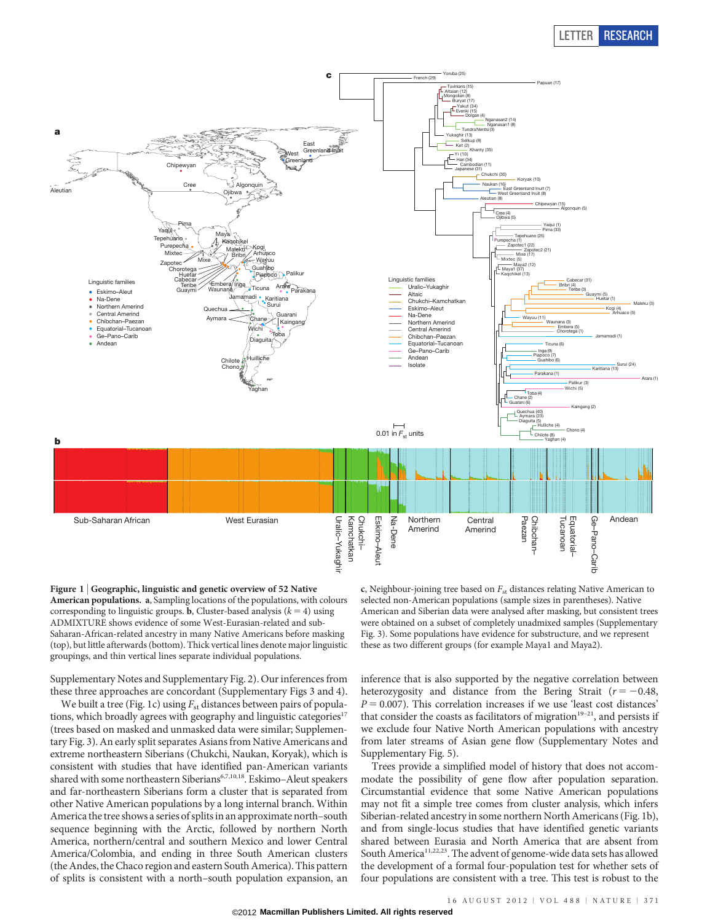**Figure 1 | Geographic, linguistic and genetic overview of 52 Native American populations.** **a**, Sampling locations of the populations, with colours corresponding to linguistic groups. **b**, Cluster-based analysis ($k = 4$) using ADMIXTURE shows evidence of some West-Eurasian-related and sub-Saharan-African-related ancestry in many Native Americans before masking (top), but little afterwards (bottom). Thick vertical lines denote major linguistic groupings, and thin vertical lines separate individual populations. **c**, Neighbour-joining tree based on $F_{st}$ distances relating Native American to selected non-American populations (sample sizes in parentheses). Native American and Siberian data were analysed after masking, but consistent trees were obtained on a subset of completely unadmixed samples (Supplementary Fig. 3). Some populations have evidence for substructure, and we represent these as two different groups (for example Maya1 and Maya2).

Supplementary Notes and Supplementary Fig. 2). Our inferences from these three approaches are concordant (Supplementary Figs 3 and 4).

We built a tree (Fig. 1c) using $F_{st}$ distances between pairs of populations, which broadly agrees with geography and linguistic categories[17] (trees based on masked and unmasked data were similar; Supplementary Fig. 3). An early split separates Asians from Native Americans and extreme northeastern Siberians (Chukchi, Naukan, Koryak), which is consistent with studies that have identified pan-American variants shared with some northeastern Siberians[6,7,10,18]. Eskimo–Aleut speakers and far-northeastern Siberians form a cluster that is separated from other Native American populations by a long internal branch. Within America the tree shows a series of splits in an approximate north–south sequence beginning with the Arctic, followed by northern North America, northern/central and southern Mexico and lower Central America/Colombia, and ending in three South American clusters (the Andes, the Chaco region and eastern South America). This pattern of splits is consistent with a north–south population expansion, an inference that is also supported by the negative correlation between heterozygosity and distance from the Bering Strait ($r = -0.48$, $P = 0.007$). This correlation increases if we use 'least cost distances' that consider the coasts as facilitators of migration[19–21], and persists if we exclude four Native North American populations with ancestry from later streams of Asian gene flow (Supplementary Notes and Supplementary Fig. 5).

Trees provide a simplified model of history that does not accommodate the possibility of gene flow after population separation. Circumstantial evidence that some Native American populations may not fit a simple tree comes from cluster analysis, which infers Siberian-related ancestry in some northern North Americans (Fig. 1b), and from single-locus studies that have identified genetic variants shared between Eurasia and North America that are absent from South America[11,22,23]. The advent of genome-wide data sets has allowed the development of a formal four-population test for whether sets of four populations are consistent with a tree. This test is robust to the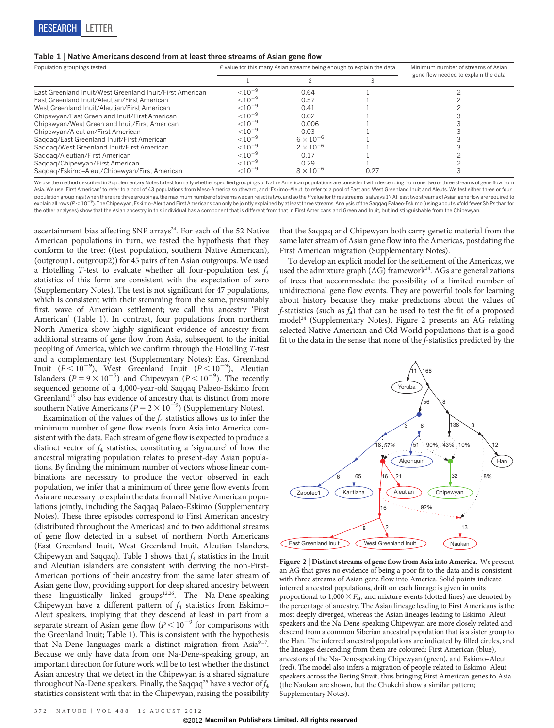**Table 1 | Native Americans descend from at least three streams of Asian gene flow**

| Population groupings tested | *P* value for this many Asian streams being enough to explain the data | | | Minimum number of streams of Asian gene flow needed to explain the data |
|---|---|---|---|---|
| | 1 | 2 | 3 | |
| East Greenland Inuit/West Greenland Inuit/First American | $<10^{-9}$ | 0.64 | 1 | 2 |
| East Greenland Inuit/Aleutian/First American | $<10^{-9}$ | 0.57 | 1 | 2 |
| West Greenland Inuit/Aleutian/First American | $<10^{-9}$ | 0.41 | 1 | 2 |
| Chipewyan/East Greenland Inuit/First American | $<10^{-9}$ | 0.02 | 1 | 3 |
| Chipewyan/West Greenland Inuit/First American | $<10^{-9}$ | 0.006 | 1 | 3 |
| Chipewyan/Aleutian/First American | $<10^{-9}$ | 0.03 | 1 | 3 |
| Saqqaq/East Greenland Inuit/First American | $<10^{-9}$ | $6 \times 10^{-6}$ | 1 | 3 |
| Saqqaq/West Greenland Inuit/First American | $<10^{-9}$ | $2 \times 10^{-6}$ | 1 | 3 |
| Saqqaq/Aleutian/First American | $<10^{-9}$ | 0.17 | 1 | 2 |
| Saqqaq/Chipewyan/First American | $<10^{-9}$ | 0.29 | 1 | 2 |
| Saqqaq/Eskimo–Aleut/Chipewyan/First American | $<10^{-9}$ | $8 \times 10^{-6}$ | 0.27 | 3 |

We use the method described in Supplementary Notes to test formally whether specified groupings of Native American populations are consistent with descending from one, two or three streams of gene flow from Asia. We use 'First American' to refer to a pool of 43 populations from Meso-America southward, and 'Eskimo–Aleut' to refer to a pool of East and West Greenland Inuit and Aleuts. We test either three or four population groupings (when there are three groupings, the maximum number of streams we can reject is two, and so the *P* value for three streams is always 1). At least two streams of Asian gene flow are required to explain all rows ($P < 10^{-9}$). The Chipewyan, Eskimo–Aleut and First Americans can only be jointly explained by at least three streams. Analysis of the Saqqaq Palaeo-Eskimo (using about sixfold fewer SNPs than for the other analyses) show that the Asian ancestry in this individual has a component that is different from that in First Americans and Greenland Inuit, but indistinguishable from the Chipewyan.

ascertainment bias affecting SNP arrays[24]. For each of the 52 Native American populations in turn, we tested the hypothesis that they conform to the tree: ((test population, southern Native American), (outgroup1, outgroup2)) for 45 pairs of ten Asian outgroups. We used a Hotelling *T*-test to evaluate whether all four-population test $f_4$ statistics of this form are consistent with the expectation of zero (Supplementary Notes). The test is not significant for 47 populations, which is consistent with their stemming from the same, presumably first, wave of American settlement; we call this ancestry 'First American' (Table 1). In contrast, four populations from northern North America show highly significant evidence of ancestry from additional streams of gene flow from Asia, subsequent to the initial peopling of America, which we confirm through the Hotelling *T*-test and a complementary test (Supplementary Notes): East Greenland Inuit ($P < 10^{-9}$), West Greenland Inuit ($P < 10^{-9}$), Aleutian Islanders ($P = 9 \times 10^{-5}$) and Chipewyan ($P < 10^{-9}$). The recently sequenced genome of a 4,000-year-old Saqqaq Palaeo-Eskimo from Greenland[25] also has evidence of ancestry that is distinct from more southern Native Americans ($P = 2 \times 10^{-9}$) (Supplementary Notes).

Examination of the values of the $f_4$ statistics allows us to infer the minimum number of gene flow events from Asia into America consistent with the data. Each stream of gene flow is expected to produce a distinct vector of $f_4$ statistics, constituting a 'signature' of how the ancestral migrating population relates to present-day Asian populations. By finding the minimum number of vectors whose linear combinations are necessary to explain the vector observed in each population, we infer that a minimum of three gene flow events from Asia are necessary to explain the data from all Native American populations jointly, including the Saqqaq Palaeo-Eskimo (Supplementary Notes). These three episodes correspond to First American ancestry (distributed throughout the Americas) and to two additional streams of gene flow detected in a subset of northern North Americans (East Greenland Inuit, West Greenland Inuit, Aleutian Islanders, Chipewyan and Saqqaq). Table 1 shows that $f_4$ statistics in the Inuit and Aleutian islanders are consistent with deriving the non-First-American portions of their ancestry from the same later stream of Asian gene flow, providing support for deep shared ancestry between these linguistically linked groups[12,26]. The Na-Dene-speaking Chipewyan have a different pattern of $f_4$ statistics from Eskimo–Aleut speakers, implying that they descend at least in part from a separate stream of Asian gene flow ($P < 10^{-9}$ for comparisons with the Greenland Inuit; Table 1). This is consistent with the hypothesis that Na-Dene languages mark a distinct migration from Asia[9,17]. Because we only have data from one Na-Dene-speaking group, an important direction for future work will be to test whether the distinct Asian ancestry that we detect in the Chipewyan is a shared signature throughout Na-Dene speakers. Finally, the Saqqaq[25] have a vector of $f_4$ statistics consistent with that in the Chipewyan, raising the possibility that the Saqqaq and Chipewyan both carry genetic material from the same later stream of Asian gene flow into the Americas, postdating the First American migration (Supplementary Notes).

To develop an explicit model for the settlement of the Americas, we used the admixture graph (AG) framework[24]. AGs are generalizations of trees that accommodate the possibility of a limited number of unidirectional gene flow events. They are powerful tools for learning about history because they make predictions about the values of *f*-statistics (such as $f_4$) that can be used to test the fit of a proposed model[24] (Supplementary Notes). Figure 2 presents an AG relating selected Native American and Old World populations that is a good fit to the data in the sense that none of the *f*-statistics predicted by the

**Figure 2 | Distinct streams of gene flow from Asia into America.** We present an AG that gives no evidence of being a poor fit to the data and is consistent with three streams of Asian gene flow into America. Solid points indicate inferred ancestral populations, drift on each lineage is given in units proportional to $1{,}000 \times F_{ST}$, and mixture events (dotted lines) are denoted by the percentage of ancestry. The Asian lineage leading to First Americans is the most deeply diverged, whereas the Asian lineages leading to Eskimo–Aleut speakers and the Na-Dene-speaking Chipewyan are more closely related and descend from a common Siberian ancestral population that is a sister group to the Han. The inferred ancestral populations are indicated by filled circles, and the lineages descending from them are coloured: First American (blue), ancestors of the Na-Dene-speaking Chipewyan (green), and Eskimo–Aleut (red). The model also infers a migration of people related to Eskimo–Aleut speakers across the Bering Strait, thus bringing First American genes to Asia (the Naukan are shown, but the Chukchi show a similar pattern; Supplementary Notes).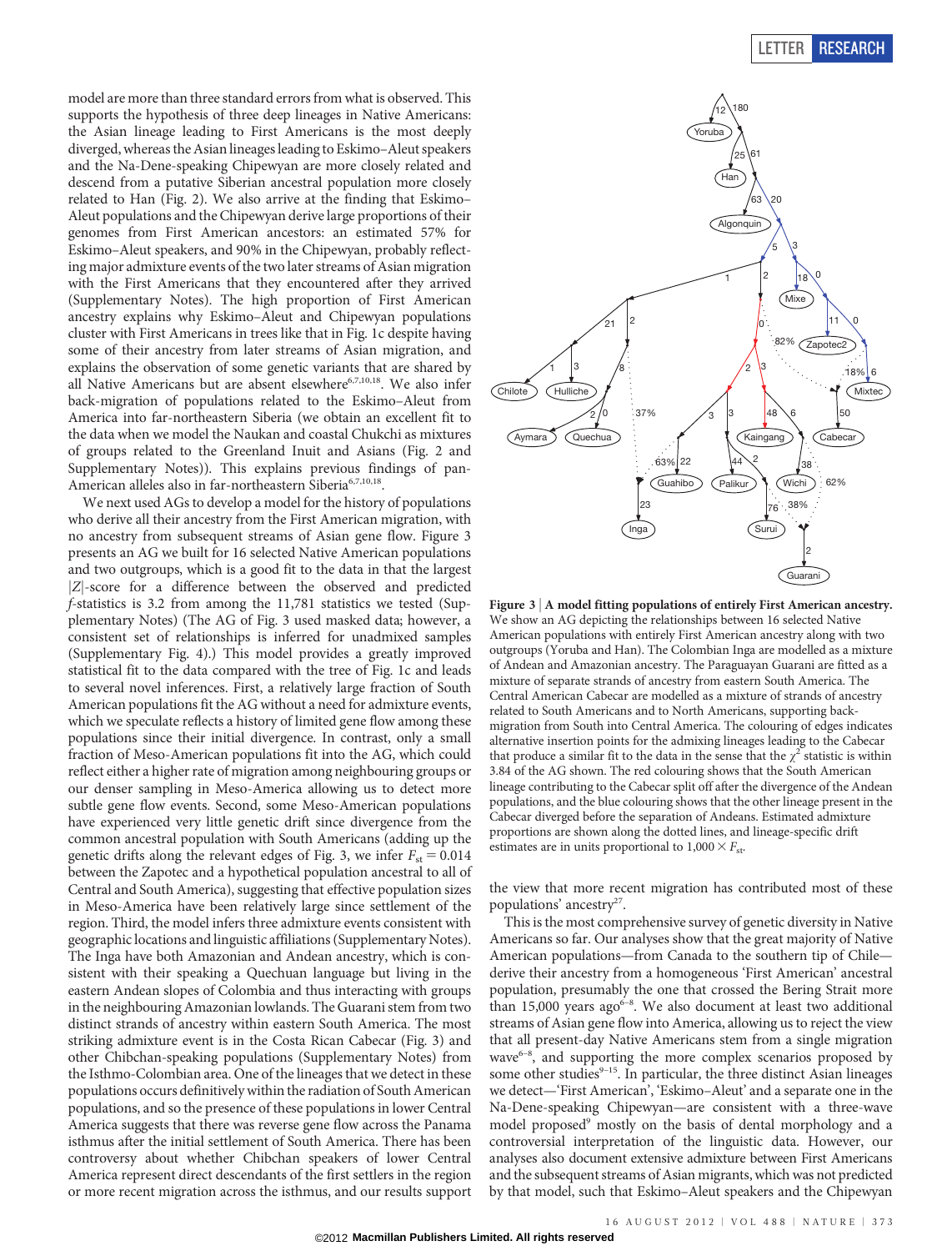model are more than three standard errors from what is observed. This supports the hypothesis of three deep lineages in Native Americans: the Asian lineage leading to First Americans is the most deeply diverged, whereas the Asian lineages leading to Eskimo–Aleut speakers and the Na-Dene-speaking Chipewyan are more closely related and descend from a putative Siberian ancestral population more closely related to Han (Fig. 2). We also arrive at the finding that Eskimo–Aleut populations and the Chipewyan derive large proportions of their genomes from First American ancestors: an estimated 57% for Eskimo–Aleut speakers, and 90% in the Chipewyan, probably reflecting major admixture events of the two later streams of Asian migration with the First Americans that they encountered after they arrived (Supplementary Notes). The high proportion of First American ancestry explains why Eskimo–Aleut and Chipewyan populations cluster with First Americans in trees like that in Fig. 1c despite having some of their ancestry from later streams of Asian migration, and explains the observation of some genetic variants that are shared by all Native Americans but are absent elsewhere[6,7,10,18]. We also infer back-migration of populations related to the Eskimo–Aleut from America into far-northeastern Siberia (we obtain an excellent fit to the data when we model the Naukan and coastal Chukchi as mixtures of groups related to the Greenland Inuit and Asians (Fig. 2 and Supplementary Notes)). This explains previous findings of pan-American alleles also in far-northeastern Siberia[6,7,10,18].

We next used AGs to develop a model for the history of populations who derive all their ancestry from the First American migration, with no ancestry from subsequent streams of Asian gene flow. Figure 3 presents an AG we built for 16 selected Native American populations and two outgroups, which is a good fit to the data in that the largest $|Z|$-score for a difference between the observed and predicted $f$-statistics is 3.2 from among the 11,781 statistics we tested (Supplementary Notes) (The AG of Fig. 3 used masked data; however, a consistent set of relationships is inferred for unadmixed samples (Supplementary Fig. 4).) This model provides a greatly improved statistical fit to the data compared with the tree of Fig. 1c and leads to several novel inferences. First, a relatively large fraction of South American populations fit the AG without a need for admixture events, which we speculate reflects a history of limited gene flow among these populations since their initial divergence. In contrast, only a small fraction of Meso-American populations fit into the AG, which could reflect either a higher rate of migration among neighbouring groups or our denser sampling in Meso-America allowing us to detect more subtle gene flow events. Second, some Meso-American populations have experienced very little genetic drift since divergence from the common ancestral population with South Americans (adding up the genetic drifts along the relevant edges of Fig. 3, we infer $F_{st} = 0.014$ between the Zapotec and a hypothetical population ancestral to all of Central and South America), suggesting that effective population sizes in Meso-America have been relatively large since settlement of the region. Third, the model infers three admixture events consistent with geographic locations and linguistic affiliations (Supplementary Notes). The Inga have both Amazonian and Andean ancestry, which is consistent with their speaking a Quechuan language but living in the eastern Andean slopes of Colombia and thus interacting with groups in the neighbouring Amazonian lowlands. The Guarani stem from two distinct strands of ancestry within eastern South America. The most striking admixture event is in the Costa Rican Cabecar (Fig. 3) and other Chibchan-speaking populations (Supplementary Notes) from the Isthmo-Colombian area. One of the lineages that we detect in these populations occurs definitively within the radiation of South American populations, and so the presence of these populations in lower Central America suggests that there was reverse gene flow across the Panama isthmus after the initial settlement of South America. There has been controversy about whether Chibchan speakers of lower Central America represent direct descendants of the first settlers in the region or more recent migration across the isthmus, and our results support the view that more recent migration has contributed most of these populations' ancestry[27].

**Figure 3 | A model fitting populations of entirely First American ancestry.** We show an AG depicting the relationships between 16 selected Native American populations with entirely First American ancestry along with two outgroups (Yoruba and Han). The Colombian Inga are modelled as a mixture of Andean and Amazonian ancestry. The Paraguayan Guarani are fitted as a mixture of separate strands of ancestry from eastern South America. The Central American Cabecar are modelled as a mixture of strands of ancestry related to South Americans and to North Americans, supporting back-migration from South into Central America. The colouring of edges indicates alternative insertion points for the admixing lineages leading to the Cabecar that produce a similar fit to the data in the sense that the $\chi^2$ statistic is within 3.84 of the AG shown. The red colouring shows that the South American lineage contributing to the Cabecar split off after the divergence of the Andean populations, and the blue colouring shows that the other lineage present in the Cabecar diverged before the separation of Andeans. Estimated admixture proportions are shown along the dotted lines, and lineage-specific drift estimates are in units proportional to $1{,}000 \times F_{st}$.

This is the most comprehensive survey of genetic diversity in Native Americans so far. Our analyses show that the great majority of Native American populations—from Canada to the southern tip of Chile—derive their ancestry from a homogeneous 'First American' ancestral population, presumably the one that crossed the Bering Strait more than 15,000 years ago[6–8]. We also document at least two additional streams of Asian gene flow into America, allowing us to reject the view that all present-day Native Americans stem from a single migration wave[6–8], and supporting the more complex scenarios proposed by some other studies[9–15]. In particular, the three distinct Asian lineages we detect—'First American', 'Eskimo–Aleut' and a separate one in the Na-Dene-speaking Chipewyan—are consistent with a three-wave model proposed[9] mostly on the basis of dental morphology and a controversial interpretation of the linguistic data. However, our analyses also document extensive admixture between First Americans and the subsequent streams of Asian migrants, which was not predicted by that model, such that Eskimo–Aleut speakers and the Chipewyan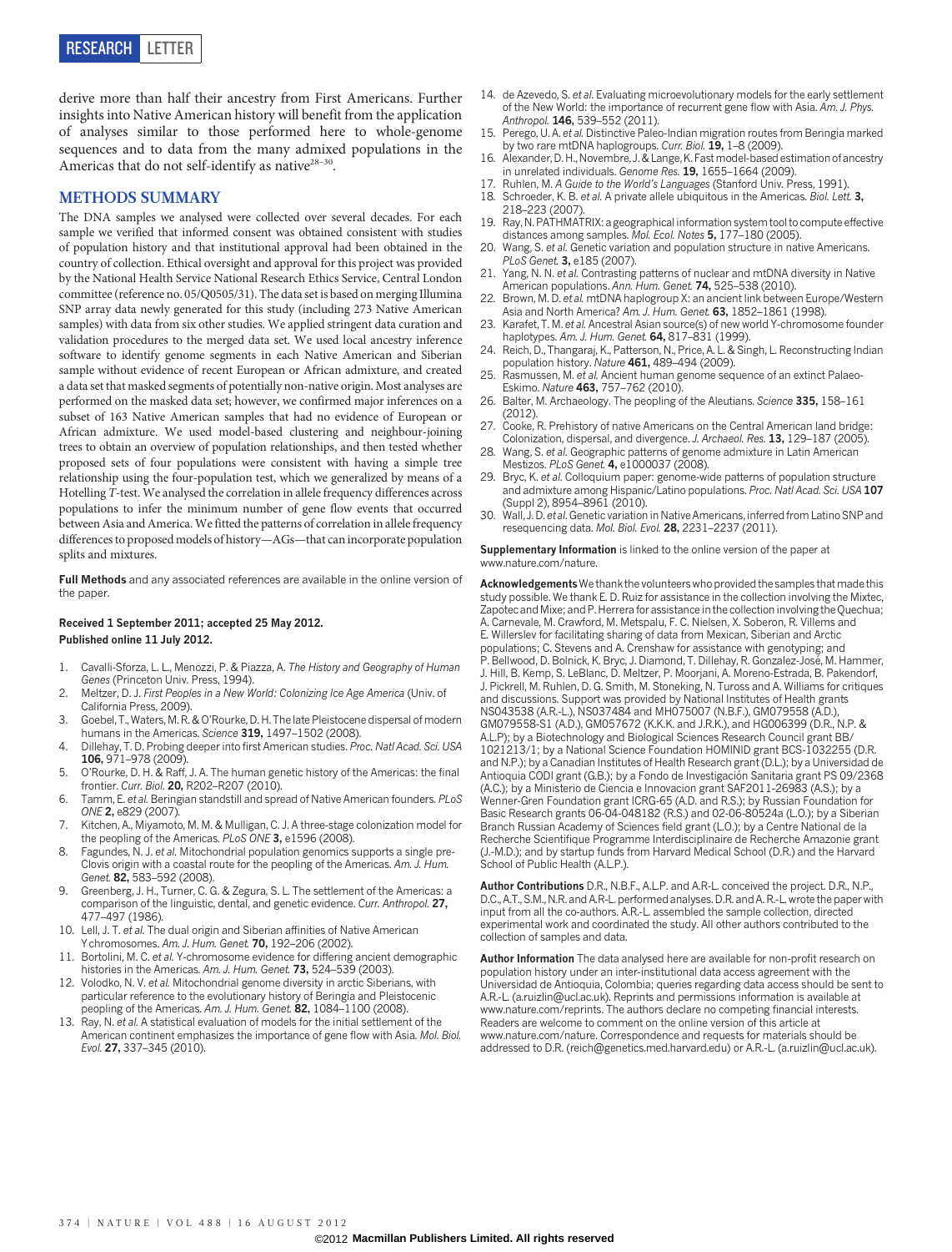derive more than half their ancestry from First Americans. Further insights into Native American history will benefit from the application of analyses similar to those performed here to whole-genome sequences and to data from the many admixed populations in the Americas that do not self-identify as native[28–30].

## METHODS SUMMARY

The DNA samples we analysed were collected over several decades. For each sample we verified that informed consent was obtained consistent with studies of population history and that institutional approval had been obtained in the country of collection. Ethical oversight and approval for this project was provided by the National Health Service National Research Ethics Service, Central London committee (reference no. 05/Q0505/31). The data set is based on merging Illumina SNP array data newly generated for this study (including 273 Native American samples) with data from six other studies. We applied stringent data curation and validation procedures to the merged data set. We used local ancestry inference software to identify genome segments in each Native American and Siberian sample without evidence of recent European or African admixture, and created a data set that masked segments of potentially non-native origin. Most analyses are performed on the masked data set; however, we confirmed major inferences on a subset of 163 Native American samples that had no evidence of European or African admixture. We used model-based clustering and neighbour-joining trees to obtain an overview of population relationships, and then tested whether proposed sets of four populations were consistent with having a simple tree relationship using the four-population test, which we generalized by means of a Hotelling $T$-test. We analysed the correlation in allele frequency differences across populations to infer the minimum number of gene flow events that occurred between Asia and America. We fitted the patterns of correlation in allele frequency differences to proposed models of history—AGs—that can incorporate population splits and mixtures.

**Full Methods** and any associated references are available in the online version of the paper.

**Received 1 September 2011; accepted 25 May 2012.**
**Published online 11 July 2012.**

1. Cavalli-Sforza, L. L., Menozzi, P. & Piazza, A. *The History and Geography of Human Genes* (Princeton Univ. Press, 1994).
2. Meltzer, D. J. *First Peoples in a New World: Colonizing Ice Age America* (Univ. of California Press, 2009).
3. Goebel, T., Waters, M. R. & O'Rourke, D. H. The late Pleistocene dispersal of modern humans in the Americas. *Science* **319,** 1497–1502 (2008).
4. Dillehay, T. D. Probing deeper into first American studies. *Proc. Natl Acad. Sci. USA* **106,** 971–978 (2009).
5. O'Rourke, D. H. & Raff, J. A. The human genetic history of the Americas: the final frontier. *Curr. Biol.* **20,** R202–R207 (2010).
6. Tamm, E. *et al.* Beringian standstill and spread of Native American founders. *PLoS ONE* **2,** e829 (2007).
7. Kitchen, A., Miyamoto, M. M. & Mulligan, C. J. A three-stage colonization model for the peopling of the Americas. *PLoS ONE* **3,** e1596 (2008).
8. Fagundes, N. J. *et al.* Mitochondrial population genomics supports a single pre-Clovis origin with a coastal route for the peopling of the Americas. *Am. J. Hum. Genet.* **82,** 583–592 (2008).
9. Greenberg, J. H., Turner, C. G. & Zegura, S. L. The settlement of the Americas: a comparison of the linguistic, dental, and genetic evidence. *Curr. Anthropol.* **27,** 477–497 (1986).
10. Lell, J. T. *et al.* The dual origin and Siberian affinities of Native American Y chromosomes. *Am. J. Hum. Genet.* **70,** 192–206 (2002).
11. Bortolini, M. C. *et al.* Y-chromosome evidence for differing ancient demographic histories in the Americas. *Am. J. Hum. Genet.* **73,** 524–539 (2003).
12. Volodko, N. V. *et al.* Mitochondrial genome diversity in arctic Siberians, with particular reference to the evolutionary history of Beringia and Pleistocenic peopling of the Americas. *Am. J. Hum. Genet.* **82,** 1084–1100 (2008).
13. Ray, N. *et al.* A statistical evaluation of models for the initial settlement of the American continent emphasizes the importance of gene flow with Asia. *Mol. Biol. Evol.* **27,** 337–345 (2010).
14. de Azevedo, S. *et al.* Evaluating microevolutionary models for the early settlement of the New World: the importance of recurrent gene flow with Asia. *Am. J. Phys. Anthropol.* **146,** 539–552 (2011).
15. Perego, U. A. *et al.* Distinctive Paleo-Indian migration routes from Beringia marked by two rare mtDNA haplogroups. *Curr. Biol.* **19,** 1–8 (2009).
16. Alexander, D. H., Novembre, J. & Lange, K. Fast model-based estimation of ancestry in unrelated individuals. *Genome Res.* **19,** 1655–1664 (2009).
17. Ruhlen, M. *A Guide to the World's Languages* (Stanford Univ. Press, 1991).
18. Schroeder, K. B. *et al.* A private allele ubiquitous in the Americas. *Biol. Lett.* **3,** 218–223 (2007).
19. Ray, N. PATHMATRIX: a geographical information system tool to compute effective distances among samples. *Mol. Ecol. Notes* **5,** 177–180 (2005).
20. Wang, S. *et al.* Genetic variation and population structure in native Americans. *PLoS Genet.* **3,** e185 (2007).
21. Yang, N. N. *et al.* Contrasting patterns of nuclear and mtDNA diversity in Native American populations. *Ann. Hum. Genet.* **74,** 525–538 (2010).
22. Brown, M. D. *et al.* mtDNA haplogroup X: an ancient link between Europe/Western Asia and North America? *Am. J. Hum. Genet.* **63,** 1852–1861 (1998).
23. Karafet, T. M. *et al.* Ancestral Asian source(s) of new world Y-chromosome founder haplotypes. *Am. J. Hum. Genet.* **64,** 817–831 (1999).
24. Reich, D., Thangaraj, K., Patterson, N., Price, A. L. & Singh, L. Reconstructing Indian population history. *Nature* **461,** 489–494 (2009).
25. Rasmussen, M. *et al.* Ancient human genome sequence of an extinct Palaeo-Eskimo. *Nature* **463,** 757–762 (2010).
26. Balter, M. Archaeology. The peopling of the Aleutians. *Science* **335,** 158–161 (2012).
27. Cooke, R. Prehistory of native Americans on the Central American land bridge: Colonization, dispersal, and divergence. *J. Archaeol. Res.* **13,** 129–187 (2005).
28. Wang, S. *et al.* Geographic patterns of genome admixture in Latin American Mestizos. *PLoS Genet.* **4,** e1000037 (2008).
29. Bryc, K. *et al.* Colloquium paper: genome-wide patterns of population structure and admixture among Hispanic/Latino populations. *Proc. Natl Acad. Sci. USA* **107** (Suppl 2), 8954–8961 (2010).
30. Wall, J. D. *et al.* Genetic variation in Native Americans, inferred from Latino SNP and resequencing data. *Mol. Biol. Evol.* **28,** 2231–2237 (2011).

**Supplementary Information** is linked to the online version of the paper at www.nature.com/nature.

**Acknowledgements** We thank the volunteers who provided the samples that made this study possible. We thank E. D. Ruiz for assistance in the collection involving the Mixtec, Zapotec and Mixe; and P. Herrera for assistance in the collection involving the Quechua; A. Carnevale, M. Crawford, M. Metspalu, F. C. Nielsen, X. Soberon, R. Villems and E. Willerslev for facilitating sharing of data from Mexican, Siberian and Arctic populations; C. Stevens and A. Crenshaw for assistance with genotyping; and P. Bellwood, D. Bolnick, K. Bryc, J. Diamond, T. Dillehay, R. Gonzalez-José, M. Hammer, J. Hill, B. Kemp, S. LeBlanc, D. Meltzer, P. Moorjani, A. Moreno-Estrada, B. Pakendorf, J. Pickrell, M. Ruhlen, D. G. Smith, M. Stoneking, N. Tuross and A. Williams for critiques and discussions. Support was provided by National Institutes of Health grants NS043538 (A.R.-L.), NS037484 and MH075007 (N.B.F.), GM079558 (A.D.), GM079558-S1 (A.D.), GM057672 (K.K.K. and J.R.K.), and HG006399 (D.R., N.P. & A.L.P.); by a Biotechnology and Biological Sciences Research Council grant BB/1021213/1; by a National Science Foundation HOMINID grant BCS-1032255 (D.R. and N.P.); by a Canadian Institutes of Health Research grant (D.L.); by a Universidad de Antioquia CODI grant (G.B.); by a Fondo de Investigación Sanitaria grant PS 09/2368 (A.C.); by a Ministerio de Ciencia e Innovacion grant SAF2011-26983 (A.S.); by a Wenner-Gren Foundation grant ICRG-65 (A.D. and R.S.); by Russian Foundation for Basic Research grants 06-04-048182 (R.S.) and 02-06-80524a (L.O.); by a Siberian Branch Russian Academy of Sciences field grant (L.O.); by a Centre National de la Recherche Scientifique Programme Interdisciplinaire de Recherche Amazonie grant (J.-M.D.); and by startup funds from Harvard Medical School (D.R.) and the Harvard School of Public Health (A.L.P.).

**Author Contributions** D.R., N.B.F., A.L.P. and A.R-L. conceived the project. D.R., N.P., D.C., A.T., S.M., N.R. and A.R-L. performed analyses. D.R. and A. R.-L. wrote the paper with input from all the co-authors. A.R.-L. assembled the sample collection, directed experimental work and coordinated the study. All other authors contributed to the collection of samples and data.

**Author Information** The data analysed here are available for non-profit research on population history under an inter-institutional data access agreement with the Universidad de Antioquia, Colombia; queries regarding data access should be sent to A.R.-L. (a.ruizlin@ucl.ac.uk). Reprints and permissions information is available at www.nature.com/reprints. The authors declare no competing financial interests. Readers are welcome to comment on the online version of this article at www.nature.com/nature. Correspondence and requests for materials should be addressed to D.R. (reich@genetics.med.harvard.edu) or A.R.-L. (a.ruizlin@ucl.ac.uk).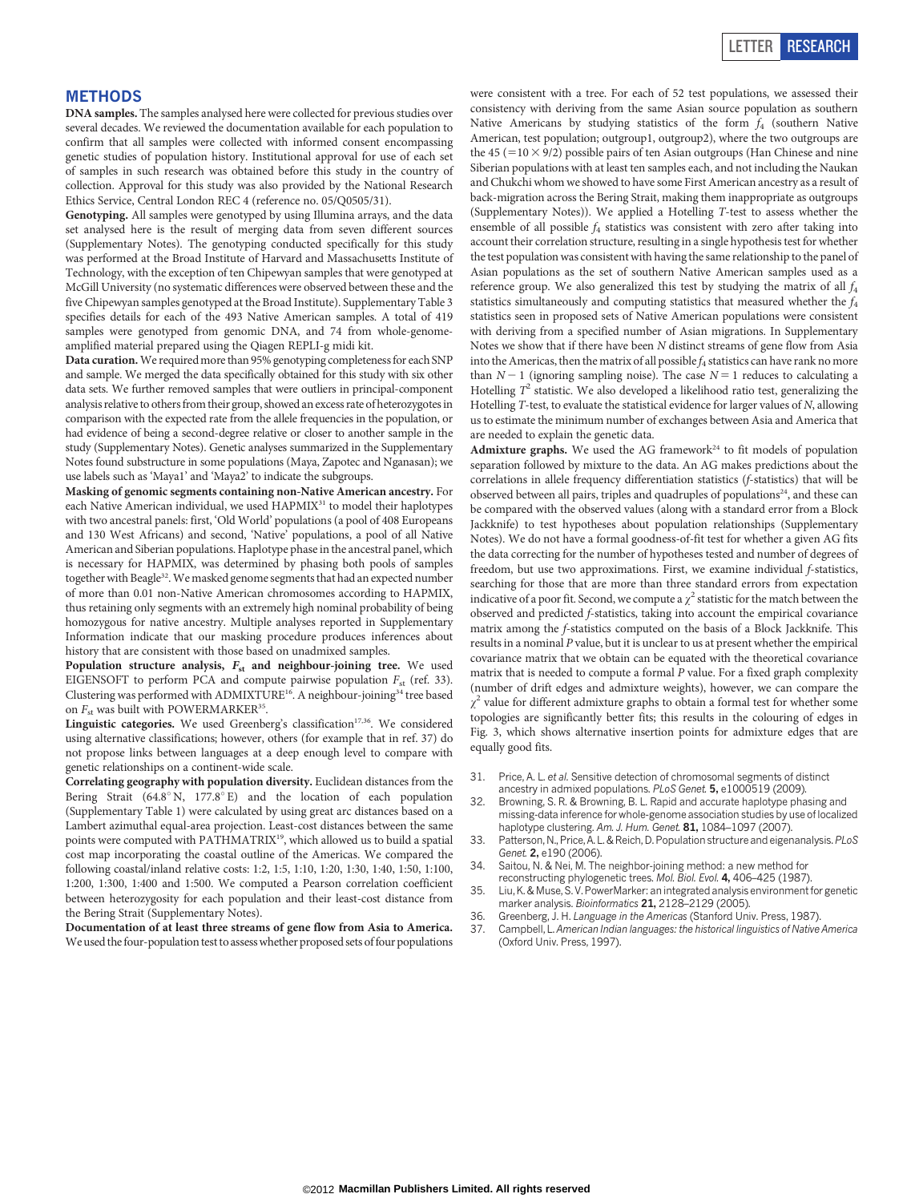## METHODS

**DNA samples.** The samples analysed here were collected for previous studies over several decades. We reviewed the documentation available for each population to confirm that all samples were collected with informed consent encompassing genetic studies of population history. Institutional approval for use of each set of samples in such research was obtained before this study in the country of collection. Approval for this study was also provided by the National Research Ethics Service, Central London REC 4 (reference no. 05/Q0505/31).

**Genotyping.** All samples were genotyped by using Illumina arrays, and the data set analysed here is the result of merging data from seven different sources (Supplementary Notes). The genotyping conducted specifically for this study was performed at the Broad Institute of Harvard and Massachusetts Institute of Technology, with the exception of ten Chipewyan samples that were genotyped at McGill University (no systematic differences were observed between these and the five Chipewyan samples genotyped at the Broad Institute). Supplementary Table 3 specifies details for each of the 493 Native American samples. A total of 419 samples were genotyped from genomic DNA, and 74 from whole-genome-amplified material prepared using the Qiagen REPLI-g midi kit.

**Data curation.** We required more than 95% genotyping completeness for each SNP and sample. We merged the data specifically obtained for this study with six other data sets. We further removed samples that were outliers in principal-component analysis relative to others from their group, showed an excess rate of heterozygotes in comparison with the expected rate from the allele frequencies in the population, or had evidence of being a second-degree relative or closer to another sample in the study (Supplementary Notes). Genetic analyses summarized in the Supplementary Notes found substructure in some populations (Maya, Zapotec and Nganasan); we use labels such as 'Maya1' and 'Maya2' to indicate the subgroups.

**Masking of genomic segments containing non-Native American ancestry.** For each Native American individual, we used HAPMIX[31] to model their haplotypes with two ancestral panels: first, 'Old World' populations (a pool of 408 Europeans and 130 West Africans) and second, 'Native' populations, a pool of all Native American and Siberian populations. Haplotype phase in the ancestral panel, which is necessary for HAPMIX, was determined by phasing both pools of samples together with Beagle[32]. We masked genome segments that had an expected number of more than 0.01 non-Native American chromosomes according to HAPMIX, thus retaining only segments with an extremely high nominal probability of being homozygous for native ancestry. Multiple analyses reported in Supplementary Information indicate that our masking procedure produces inferences about history that are consistent with those based on unadmixed samples.

**Population structure analysis, $F_{st}$ and neighbour-joining tree.** We used EIGENSOFT to perform PCA and compute pairwise population $F_{st}$ (ref. 33). Clustering was performed with ADMIXTURE[16]. A neighbour-joining[34] tree based on $F_{st}$ was built with POWERMARKER[35].

**Linguistic categories.** We used Greenberg's classification[17,36]. We considered using alternative classifications; however, others (for example that in ref. 37) do not propose links between languages at a deep enough level to compare with genetic relationships on a continent-wide scale.

**Correlating geography with population diversity.** Euclidean distances from the Bering Strait (64.8° N, 177.8° E) and the location of each population (Supplementary Table 1) were calculated by using great arc distances based on a Lambert azimuthal equal-area projection. Least-cost distances between the same points were computed with PATHMATRIX[19], which allowed us to build a spatial cost map incorporating the coastal outline of the Americas. We compared the following coastal/inland relative costs: 1:2, 1:5, 1:10, 1:20, 1:30, 1:40, 1:50, 1:100, 1:200, 1:300, 1:400 and 1:500. We computed a Pearson correlation coefficient between heterozygosity for each population and their least-cost distance from the Bering Strait (Supplementary Notes).

**Documentation of at least three streams of gene flow from Asia to America.** We used the four-population test to assess whether proposed sets of four populations were consistent with a tree. For each of 52 test populations, we assessed their consistency with deriving from the same Asian source population as southern Native Americans by studying statistics of the form $f_4$ (southern Native American, test population; outgroup1, outgroup2), where the two outgroups are the 45 ($=10 \times 9/2$) possible pairs of ten Asian outgroups (Han Chinese and nine Siberian populations with at least ten samples each, and not including the Naukan and Chukchi whom we showed to have some First American ancestry as a result of back-migration across the Bering Strait, making them inappropriate as outgroups (Supplementary Notes)). We applied a Hotelling $T$-test to assess whether the ensemble of all possible $f_4$ statistics was consistent with zero after taking into account their correlation structure, resulting in a single hypothesis test for whether the test population was consistent with having the same relationship to the panel of Asian populations as the set of southern Native American samples used as a reference group. We also generalized this test by studying the matrix of all $f_4$ statistics simultaneously and computing statistics that measured whether the $f_4$ statistics seen in proposed sets of Native American populations were consistent with deriving from a specified number of Asian migrations. In Supplementary Notes we show that if there have been $N$ distinct streams of gene flow from Asia into the Americas, then the matrix of all possible $f_4$ statistics can have rank no more than $N-1$ (ignoring sampling noise). The case $N=1$ reduces to calculating a Hotelling $T^2$ statistic. We also developed a likelihood ratio test, generalizing the Hotelling $T$-test, to evaluate the statistical evidence for larger values of $N$, allowing us to estimate the minimum number of exchanges between Asia and America that are needed to explain the genetic data.

**Admixture graphs.** We used the AG framework[24] to fit models of population separation followed by mixture to the data. An AG makes predictions about the correlations in allele frequency differentiation statistics ($f$-statistics) that will be observed between all pairs, triples and quadruples of populations[24], and these can be compared with the observed values (along with a standard error from a Block Jackknife) to test hypotheses about population relationships (Supplementary Notes). We do not have a formal goodness-of-fit test for whether a given AG fits the data correcting for the number of hypotheses tested and number of degrees of freedom, but use two approximations. First, we examine individual $f$-statistics, searching for those that are more than three standard errors from expectation indicative of a poor fit. Second, we compute a $\chi^2$ statistic for the match between the observed and predicted $f$-statistics, taking into account the empirical covariance matrix among the $f$-statistics computed on the basis of a Block Jackknife. This results in a nominal $P$ value, but it is unclear to us at present whether the empirical covariance matrix that we obtain can be equated with the theoretical covariance matrix that is needed to compute a formal $P$ value. For a fixed graph complexity (number of drift edges and admixture weights), however, we can compare the $\chi^2$ value for different admixture graphs to obtain a formal test for whether some topologies are significantly better fits; this results in the colouring of edges in Fig. 3, which shows alternative insertion points for admixture edges that are equally good fits.

31. Price, A. L. *et al.* Sensitive detection of chromosomal segments of distinct ancestry in admixed populations. *PLoS Genet.* **5,** e1000519 (2009).
32. Browning, S. R. & Browning, B. L. Rapid and accurate haplotype phasing and missing-data inference for whole-genome association studies by use of localized haplotype clustering. *Am. J. Hum. Genet.* **81,** 1084–1097 (2007).
33. Patterson, N., Price, A. L. & Reich, D. Population structure and eigenanalysis. *PLoS Genet.* **2,** e190 (2006).
34. Saitou, N. & Nei, M. The neighbor-joining method: a new method for reconstructing phylogenetic trees. *Mol. Biol. Evol.* **4,** 406–425 (1987).
35. Liu, K. & Muse, S. V. PowerMarker: an integrated analysis environment for genetic marker analysis. *Bioinformatics* **21,** 2128–2129 (2005).
36. Greenberg, J. H. *Language in the Americas* (Stanford Univ. Press, 1987).
37. Campbell, L. *American Indian languages: the historical linguistics of Native America* (Oxford Univ. Press, 1997).